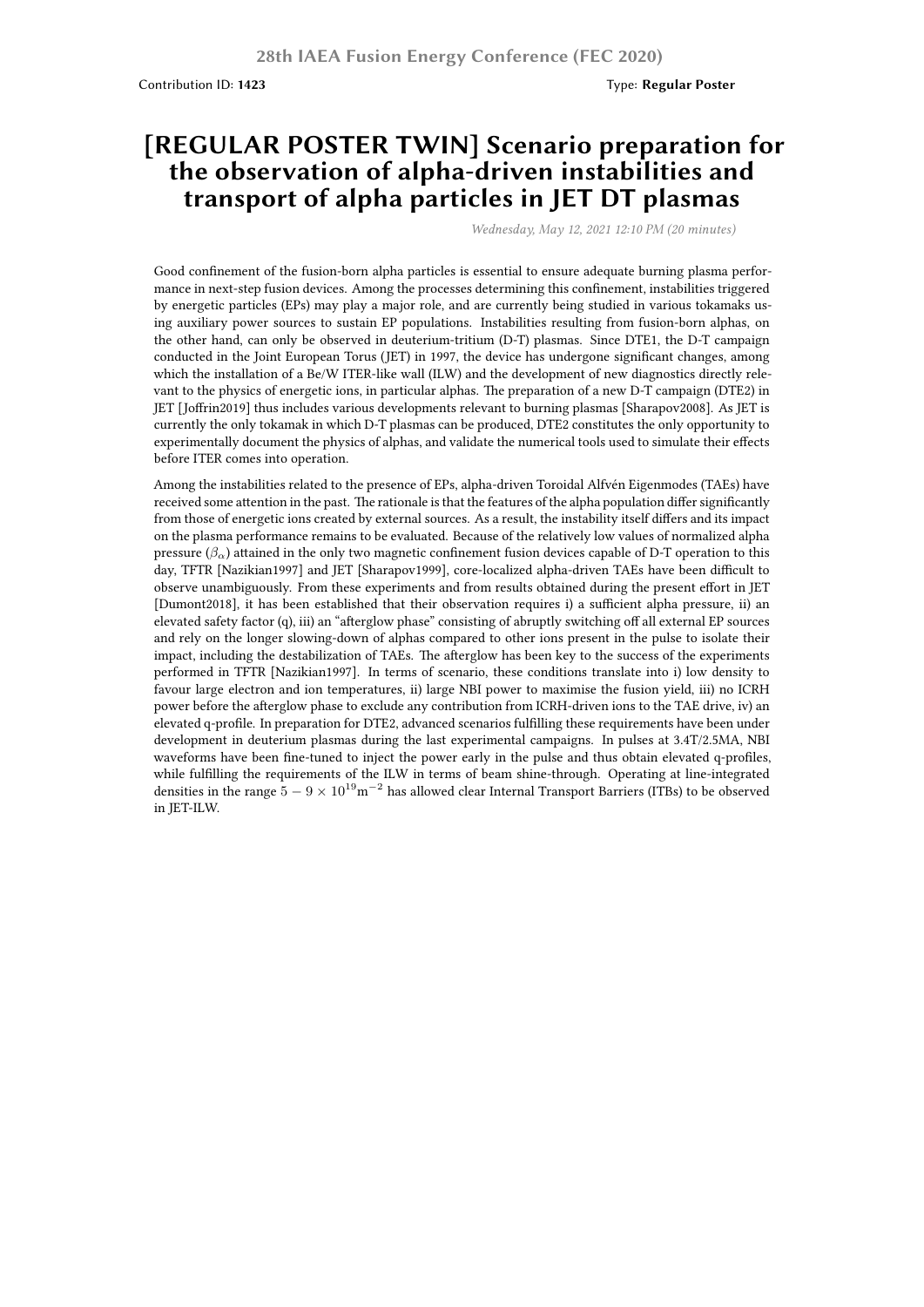28th IAEA Fusion Energy Conference (FEC 2020)

Contribution ID: **1423** Type: **Regular Poster**

# [REGULAR POSTER TWIN] Scenario preparation for the observation of alpha-driven instabilities and transport of alpha particles in JET DT plasmas

*Wednesday, May 12, 2021 12:10 PM (20 minutes)*

Good confinement of the fusion-born alpha particles is essential to ensure adequate burning plasma performance in next-step fusion devices. Among the processes determining this confinement, instabilities triggered by energetic particles (EPs) may play a major role, and are currently being studied in various tokamaks using auxiliary power sources to sustain EP populations. Instabilities resulting from fusion-born alphas, on the other hand, can only be observed in deuterium-tritium (D-T) plasmas. Since DTE1, the D-T campaign conducted in the Joint European Torus (JET) in 1997, the device has undergone significant changes, among which the installation of a Be/W ITER-like wall (ILW) and the development of new diagnostics directly relevant to the physics of energetic ions, in particular alphas. The preparation of a new D-T campaign (DTE2) in JET [Joffrin2019] thus includes various developments relevant to burning plasmas [Sharapov2008]. As JET is currently the only tokamak in which D-T plasmas can be produced, DTE2 constitutes the only opportunity to experimentally document the physics of alphas, and validate the numerical tools used to simulate their effects before ITER comes into operation.

Among the instabilities related to the presence of EPs, alpha-driven Toroidal Alfvén Eigenmodes (TAEs) have received some attention in the past. The rationale is that the features of the alpha population differ significantly from those of energetic ions created by external sources. As a result, the instability itself differs and its impact on the plasma performance remains to be evaluated. Because of the relatively low values of normalized alpha pressure ($\beta_\alpha$) attained in the only two magnetic confinement fusion devices capable of D-T operation to this day, TFTR [Nazikian1997] and JET [Sharapov1999], core-localized alpha-driven TAEs have been difficult to observe unambiguously. From these experiments and from results obtained during the present effort in JET [Dumont2018], it has been established that their observation requires i) a sufficient alpha pressure, ii) an elevated safety factor (q), iii) an "afterglow phase" consisting of abruptly switching off all external EP sources and rely on the longer slowing-down of alphas compared to other ions present in the pulse to isolate their impact, including the destabilization of TAEs. The afterglow has been key to the success of the experiments performed in TFTR [Nazikian1997]. In terms of scenario, these conditions translate into i) low density to favour large electron and ion temperatures, ii) large NBI power to maximise the fusion yield, iii) no ICRH power before the afterglow phase to exclude any contribution from ICRH-driven ions to the TAE drive, iv) an elevated q-profile. In preparation for DTE2, advanced scenarios fulfilling these requirements have been under development in deuterium plasmas during the last experimental campaigns. In pulses at 3.4T/2.5MA, NBI waveforms have been fine-tuned to inject the power early in the pulse and thus obtain elevated q-profiles, while fulfilling the requirements of the ILW in terms of beam shine-through. Operating at line-integrated densities in the range $5-9\times10^{19}\mathrm{m}^{-2}$ has allowed clear Internal Transport Barriers (ITBs) to be observed in JET-ILW.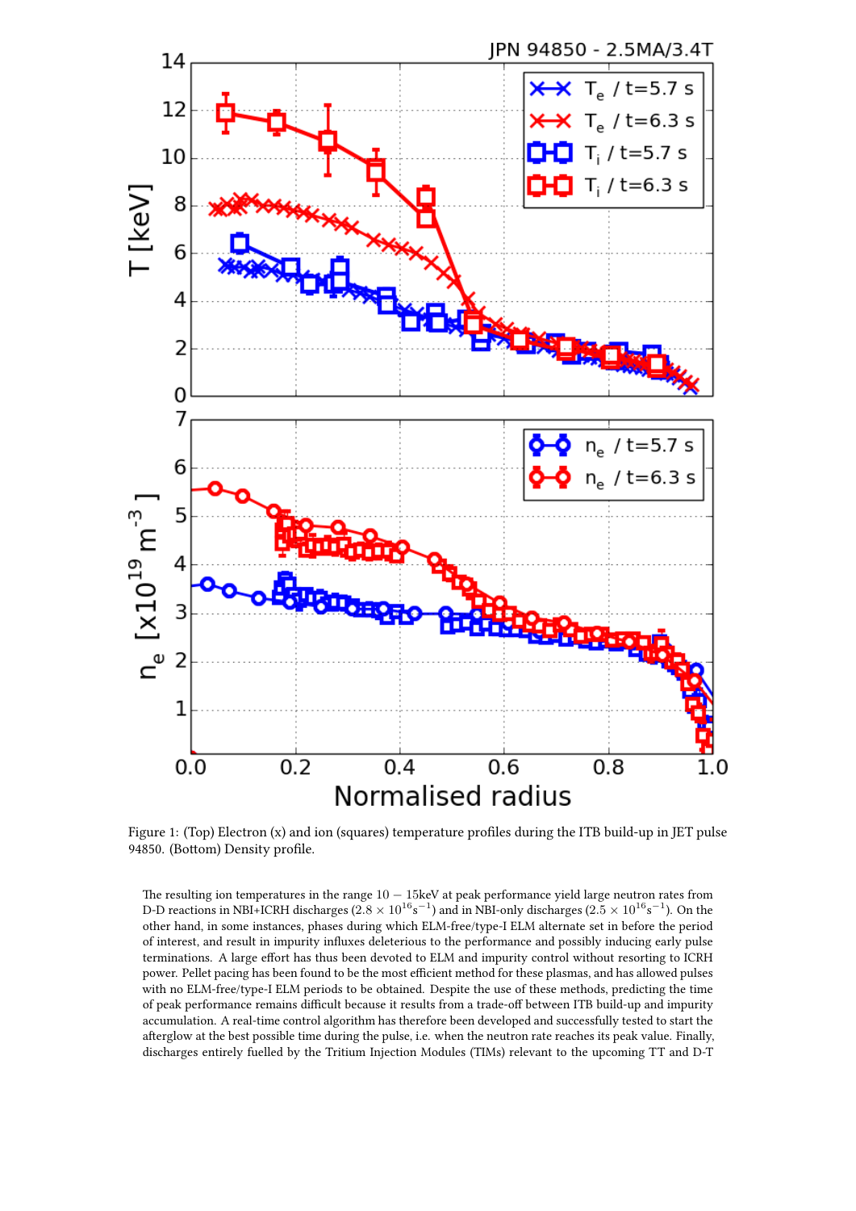Figure 1: (Top) Electron (x) and ion (squares) temperature profiles during the ITB build-up in JET pulse 94850. (Bottom) Density profile.

The resulting ion temperatures in the range $10 - 15$keV at peak performance yield large neutron rates from D-D reactions in NBI+ICRH discharges ($2.8 \times 10^{16}\mathrm{s}^{-1}$) and in NBI-only discharges ($2.5 \times 10^{16}\mathrm{s}^{-1}$). On the other hand, in some instances, phases during which ELM-free/type-I ELM alternate set in before the period of interest, and result in impurity influxes deleterious to the performance and possibly inducing early pulse terminations. A large effort has thus been devoted to ELM and impurity control without resorting to ICRH power. Pellet pacing has been found to be the most efficient method for these plasmas, and has allowed pulses with no ELM-free/type-I ELM periods to be obtained. Despite the use of these methods, predicting the time of peak performance remains difficult because it results from a trade-off between ITB build-up and impurity accumulation. A real-time control algorithm has therefore been developed and successfully tested to start the afterglow at the best possible time during the pulse, i.e. when the neutron rate reaches its peak value. Finally, discharges entirely fuelled by the Tritium Injection Modules (TIMs) relevant to the upcoming TT and D-T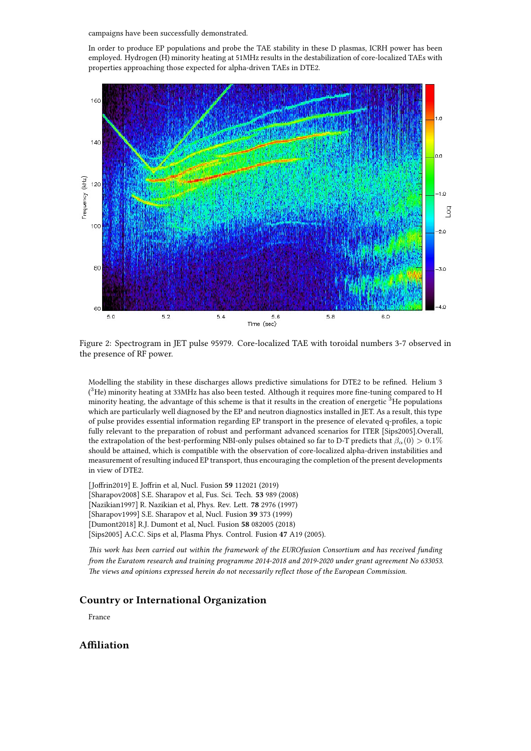campaigns have been successfully demonstrated.

In order to produce EP populations and probe the TAE stability in these D plasmas, ICRH power has been employed. Hydrogen (H) minority heating at 51MHz results in the destabilization of core-localized TAEs with properties approaching those expected for alpha-driven TAEs in DTE2.

Figure 2: Spectrogram in JET pulse 95979. Core-localized TAE with toroidal numbers 3-7 observed in the presence of RF power.

Modelling the stability in these discharges allows predictive simulations for DTE2 to be refined. Helium 3 ($^3$He) minority heating at 33MHz has also been tested. Although it requires more fine-tuning compared to H minority heating, the advantage of this scheme is that it results in the creation of energetic $^3$He populations which are particularly well diagnosed by the EP and neutron diagnostics installed in JET. As a result, this type of pulse provides essential information regarding EP transport in the presence of elevated q-profiles, a topic fully relevant to the preparation of robust and performant advanced scenarios for ITER [Sips2005].Overall, the extrapolation of the best-performing NBI-only pulses obtained so far to D-T predicts that $\beta_\alpha(0) > 0.1\%$ should be attained, which is compatible with the observation of core-localized alpha-driven instabilities and measurement of resulting induced EP transport, thus encouraging the completion of the present developments in view of DTE2.

[Joffrin2019] E. Joffrin et al, Nucl. Fusion **59** 112021 (2019)
[Sharapov2008] S.E. Sharapov et al, Fus. Sci. Tech. **53** 989 (2008)
[Nazikian1997] R. Nazikian et al, Phys. Rev. Lett. **78** 2976 (1997)
[Sharapov1999] S.E. Sharapov et al, Nucl. Fusion **39** 373 (1999)
[Dumont2018] R.J. Dumont et al, Nucl. Fusion **58** 082005 (2018)
[Sips2005] A.C.C. Sips et al, Plasma Phys. Control. Fusion **47** A19 (2005).

*This work has been carried out within the framework of the EUROfusion Consortium and has received funding from the Euratom research and training programme 2014-2018 and 2019-2020 under grant agreement No 633053. The views and opinions expressed herein do not necessarily reflect those of the European Commission.*

## Country or International Organization

France

## Affiliation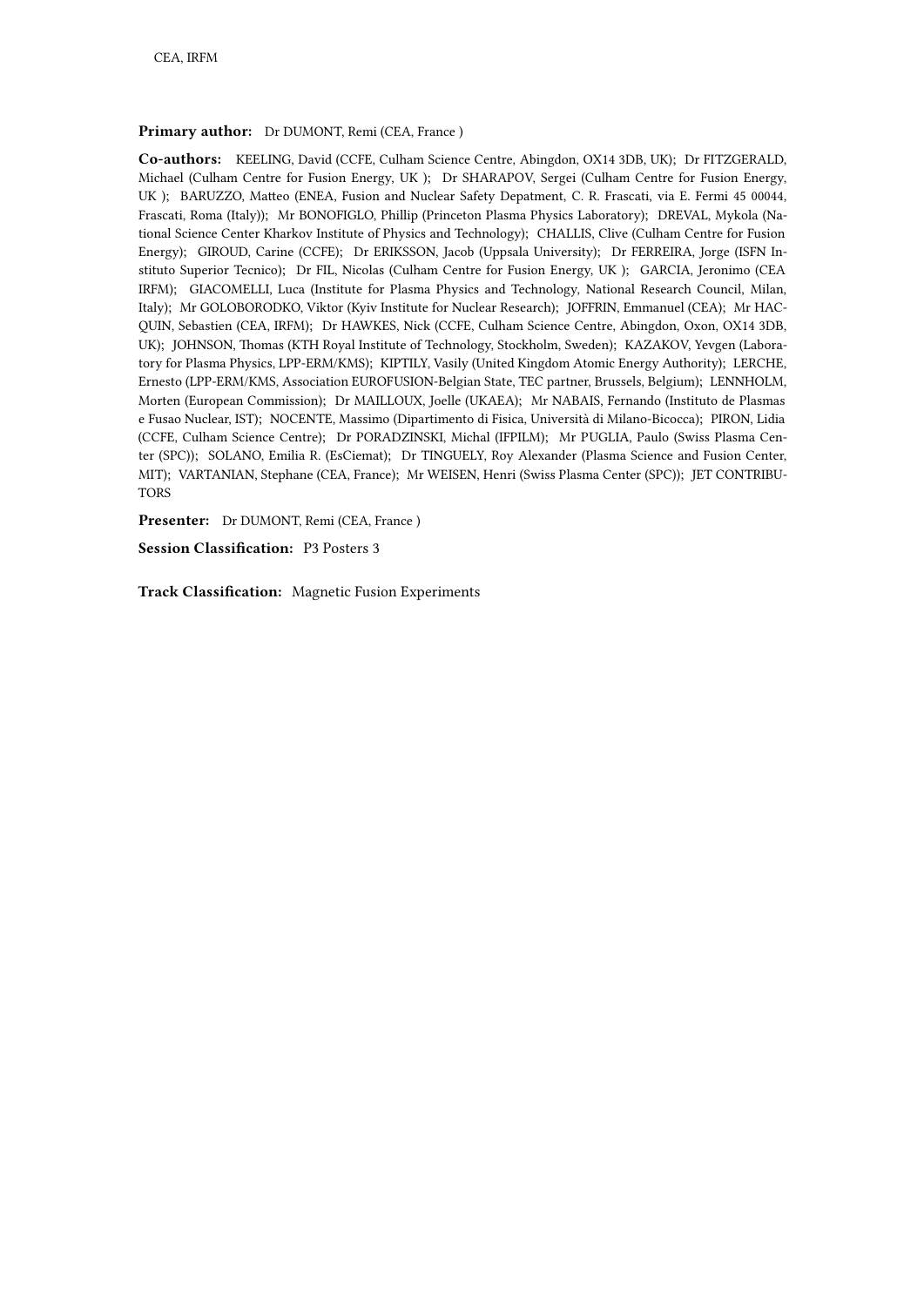CEA, IRFM

**Primary author:** Dr DUMONT, Remi (CEA, France )

**Co-authors:** KEELING, David (CCFE, Culham Science Centre, Abingdon, OX14 3DB, UK); Dr FITZGERALD, Michael (Culham Centre for Fusion Energy, UK ); Dr SHARAPOV, Sergei (Culham Centre for Fusion Energy, UK ); BARUZZO, Matteo (ENEA, Fusion and Nuclear Safety Depatment, C. R. Frascati, via E. Fermi 45 00044, Frascati, Roma (Italy)); Mr BONOFIGLO, Phillip (Princeton Plasma Physics Laboratory); DREVAL, Mykola (National Science Center Kharkov Institute of Physics and Technology); CHALLIS, Clive (Culham Centre for Fusion Energy); GIROUD, Carine (CCFE); Dr ERIKSSON, Jacob (Uppsala University); Dr FERREIRA, Jorge (ISFN Instituto Superior Tecnico); Dr FIL, Nicolas (Culham Centre for Fusion Energy, UK ); GARCIA, Jeronimo (CEA IRFM); GIACOMELLI, Luca (Institute for Plasma Physics and Technology, National Research Council, Milan, Italy); Mr GOLOBORODKO, Viktor (Kyiv Institute for Nuclear Research); JOFFRIN, Emmanuel (CEA); Mr HACQUIN, Sebastien (CEA, IRFM); Dr HAWKES, Nick (CCFE, Culham Science Centre, Abingdon, Oxon, OX14 3DB, UK); JOHNSON, Thomas (KTH Royal Institute of Technology, Stockholm, Sweden); KAZAKOV, Yevgen (Laboratory for Plasma Physics, LPP-ERM/KMS); KIPTILY, Vasily (United Kingdom Atomic Energy Authority); LERCHE, Ernesto (LPP-ERM/KMS, Association EUROFUSION-Belgian State, TEC partner, Brussels, Belgium); LENNHOLM, Morten (European Commission); Dr MAILLOUX, Joelle (UKAEA); Mr NABAIS, Fernando (Instituto de Plasmas e Fusao Nuclear, IST); NOCENTE, Massimo (Dipartimento di Fisica, Università di Milano-Bicocca); PIRON, Lidia (CCFE, Culham Science Centre); Dr PORADZINSKI, Michal (IFPILM); Mr PUGLIA, Paulo (Swiss Plasma Center (SPC)); SOLANO, Emilia R. (EsCiemat); Dr TINGUELY, Roy Alexander (Plasma Science and Fusion Center, MIT); VARTANIAN, Stephane (CEA, France); Mr WEISEN, Henri (Swiss Plasma Center (SPC)); JET CONTRIBUTORS

**Presenter:** Dr DUMONT, Remi (CEA, France )

**Session Classification:** P3 Posters 3

**Track Classification:** Magnetic Fusion Experiments